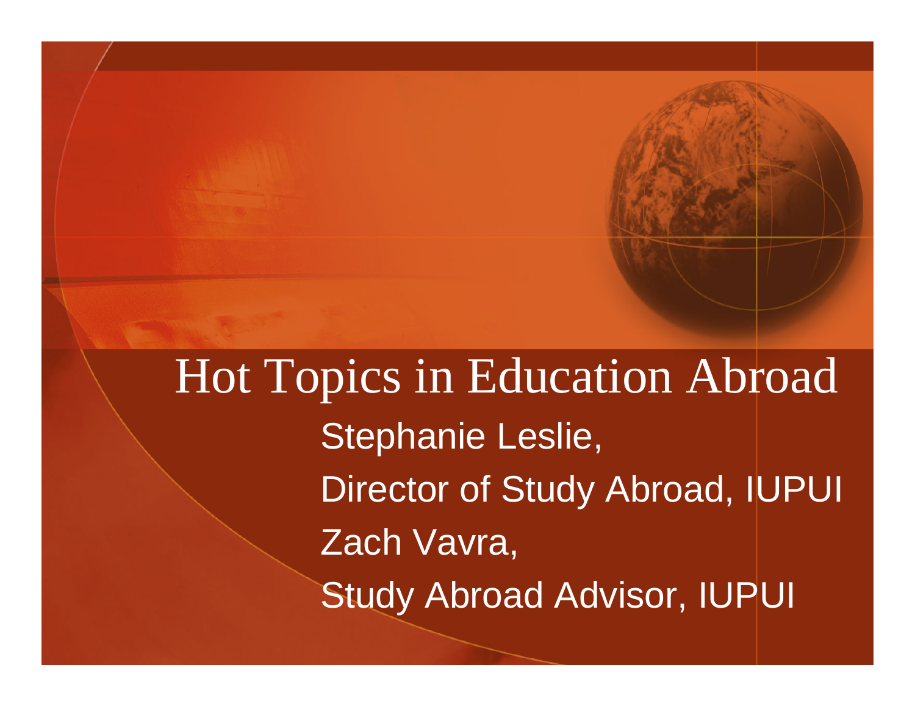# Hot Topics in Education Abroad

Stephanie Leslie,

Director of Study Abroad, IUPUI

Zach Vavra,

Study Abroad Advisor, IUPUI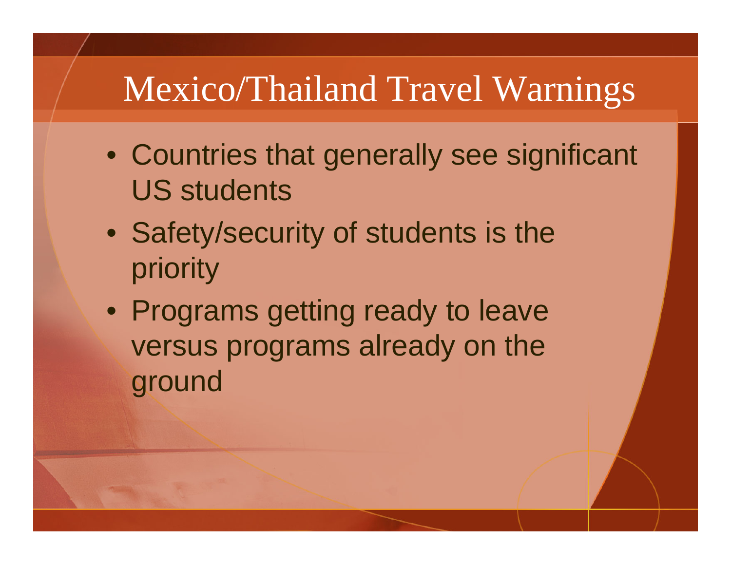# Mexico/Thailand Travel Warnings

- Countries that generally see significant US students
- Safety/security of students is the priority
- Programs getting ready to leave versus programs already on the ground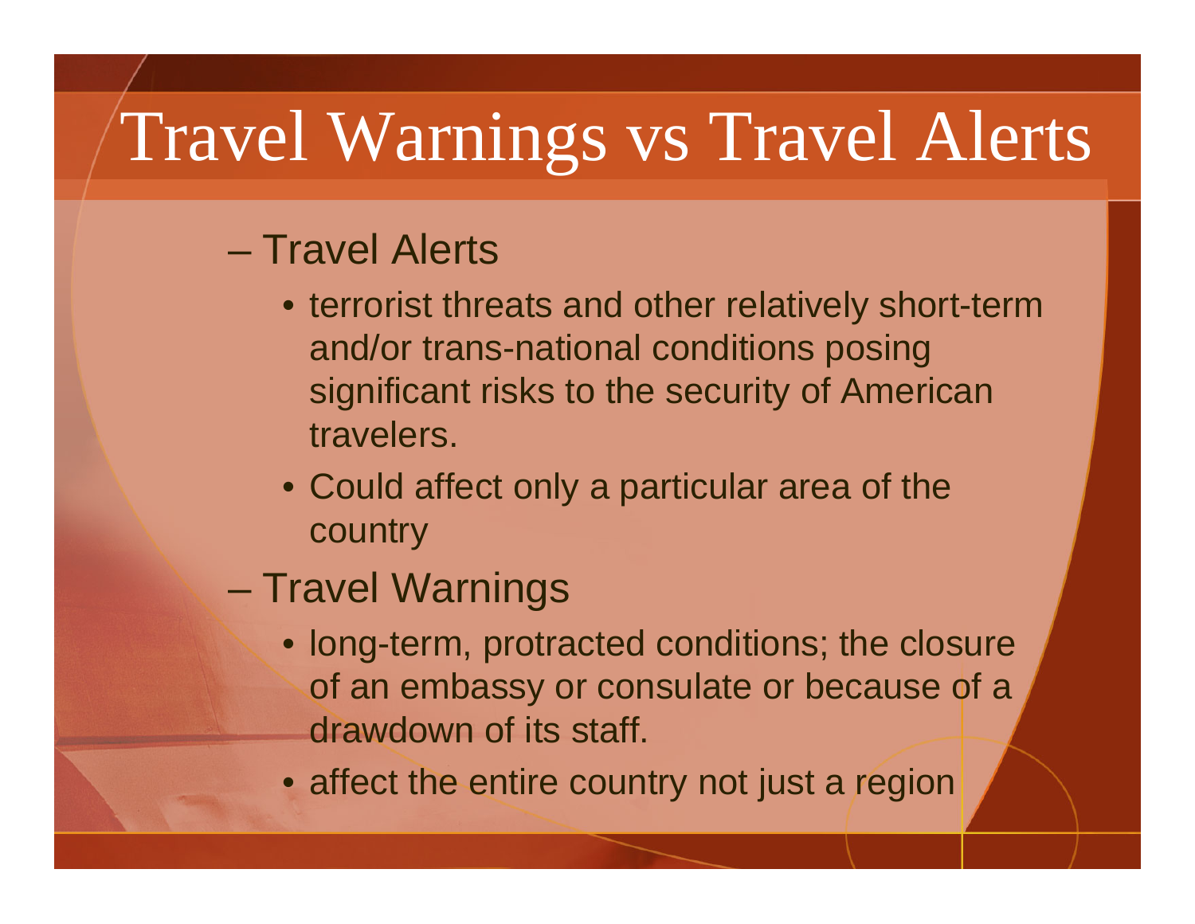# Travel Warnings vs Travel Alerts

- Travel Alerts
  - terrorist threats and other relatively short-term and/or trans-national conditions posing significant risks to the security of American travelers.
  - Could affect only a particular area of the country
- Travel Warnings
  - long-term, protracted conditions; the closure of an embassy or consulate or because of a drawdown of its staff.
  - affect the entire country not just a region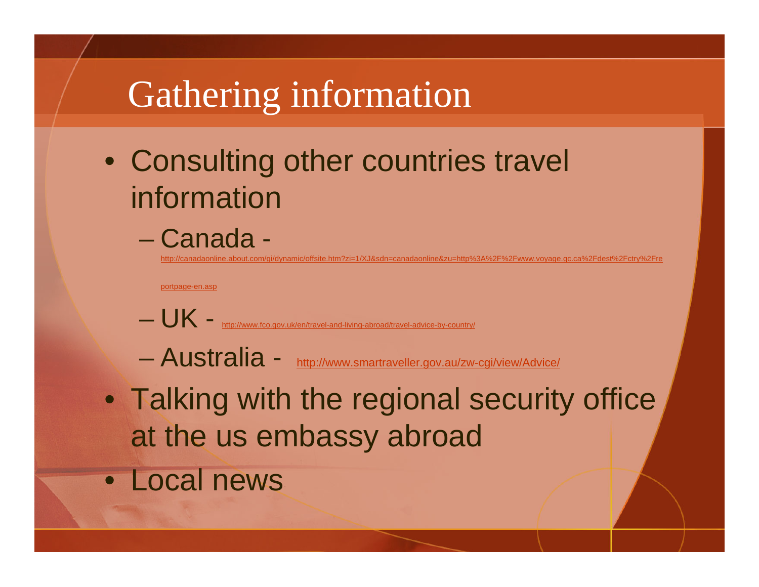# Gathering information

- Consulting other countries travel information
  - Canada - http://canadaonline.about.com/gi/dynamic/offsite.htm?zi=1/XJ&sdn=canadaonline&zu=http%3A%2F%2Fwww.voyage.gc.ca%2Fdest%2Fctry%2Freportpage-en.asp
  - UK - http://www.fco.gov.uk/en/travel-and-living-abroad/travel-advice-by-country/
  - Australia - http://www.smartraveller.gov.au/zw-cgi/view/Advice/
- Talking with the regional security office at the us embassy abroad
- Local news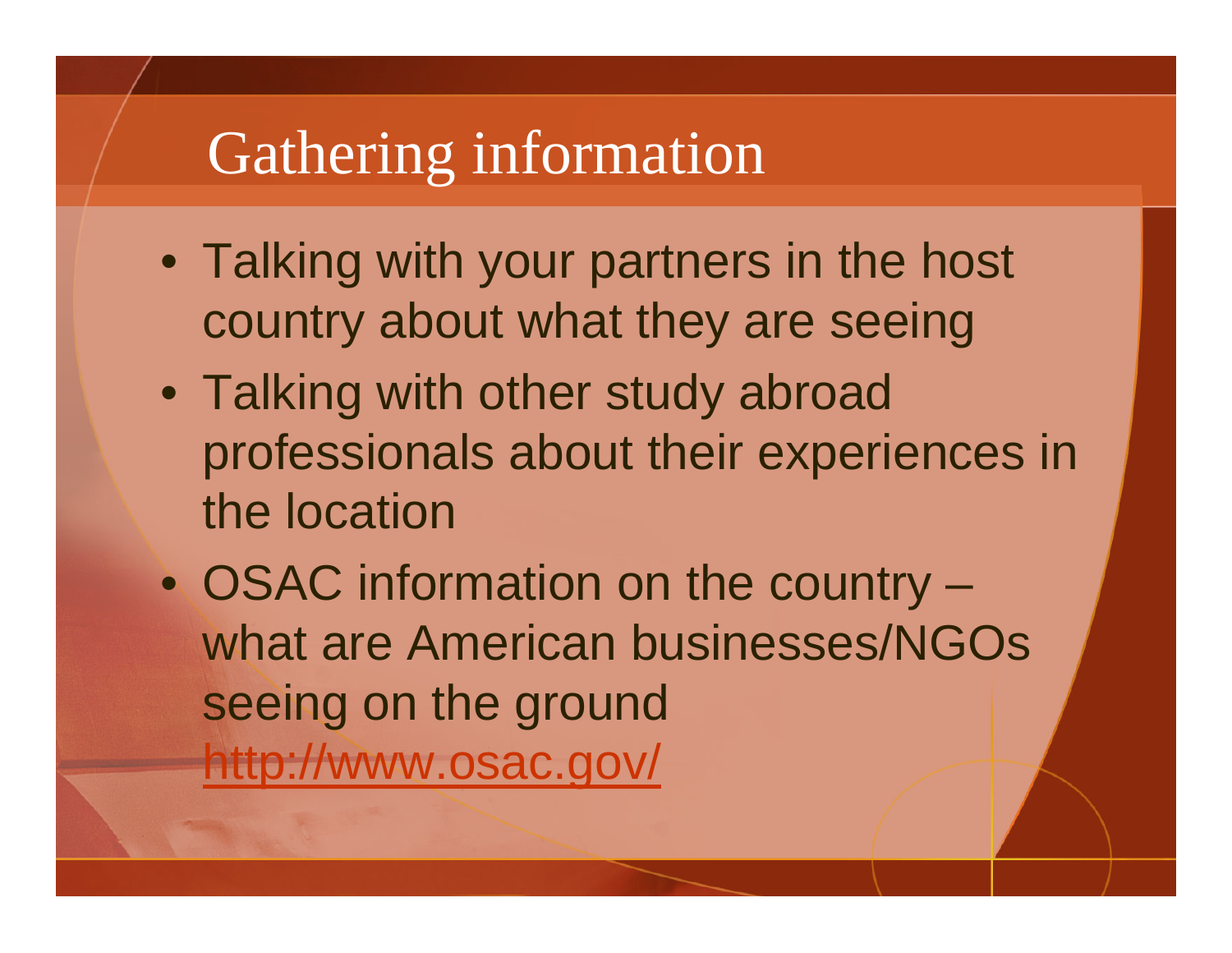# Gathering information

- Talking with your partners in the host country about what they are seeing
- Talking with other study abroad professionals about their experiences in the location
- OSAC information on the country – what are American businesses/NGOs seeing on the ground http://www.osac.gov/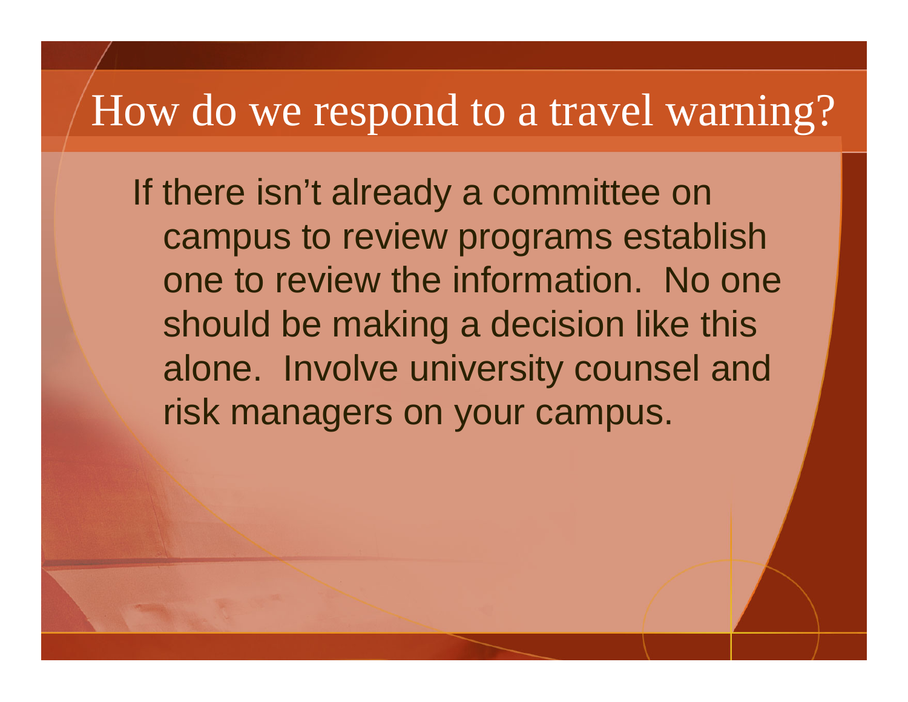# How do we respond to a travel warning?

If there isn't already a committee on campus to review programs establish one to review the information. No one should be making a decision like this alone. Involve university counsel and risk managers on your campus.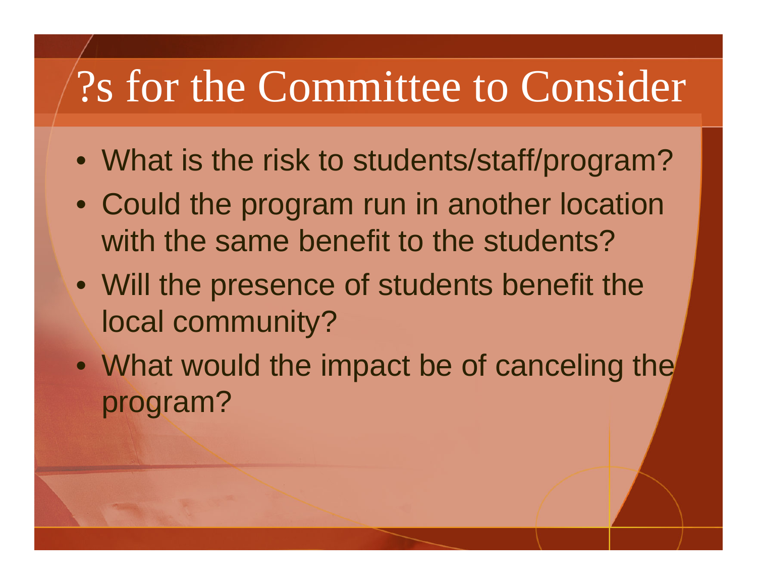# ?s for the Committee to Consider

- What is the risk to students/staff/program?
- Could the program run in another location with the same benefit to the students?
- Will the presence of students benefit the local community?
- What would the impact be of canceling the program?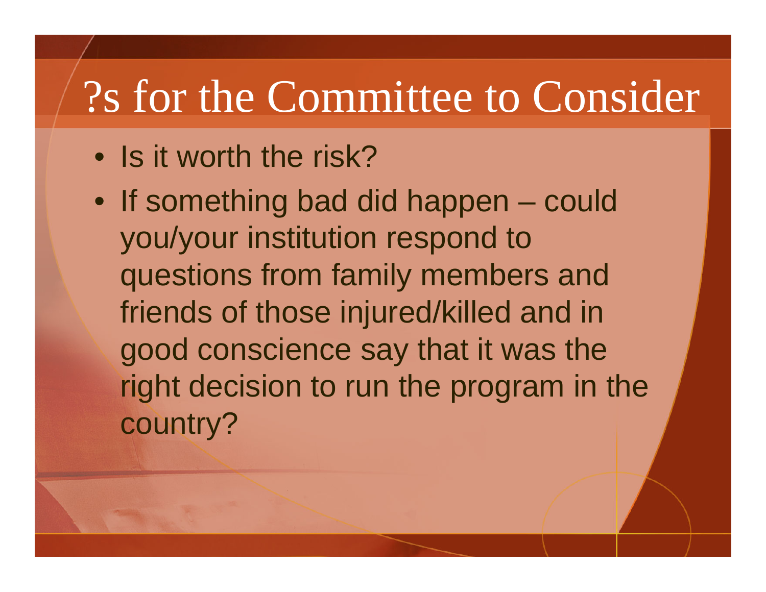# ?s for the Committee to Consider

- Is it worth the risk?
- If something bad did happen – could you/your institution respond to questions from family members and friends of those injured/killed and in good conscience say that it was the right decision to run the program in the country?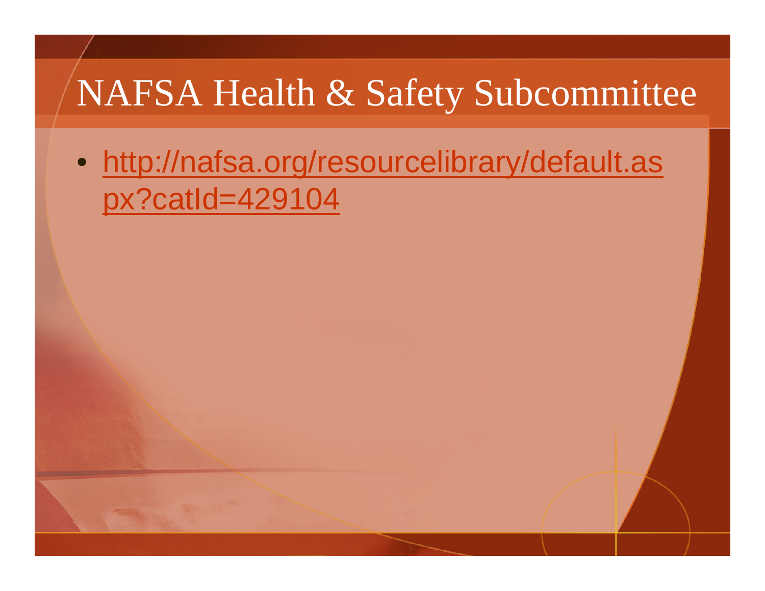# NAFSA Health & Safety Subcommittee

- [http://nafsa.org/resourcelibrary/default.aspx?catId=429104](http://nafsa.org/resourcelibrary/default.aspx?catId=429104)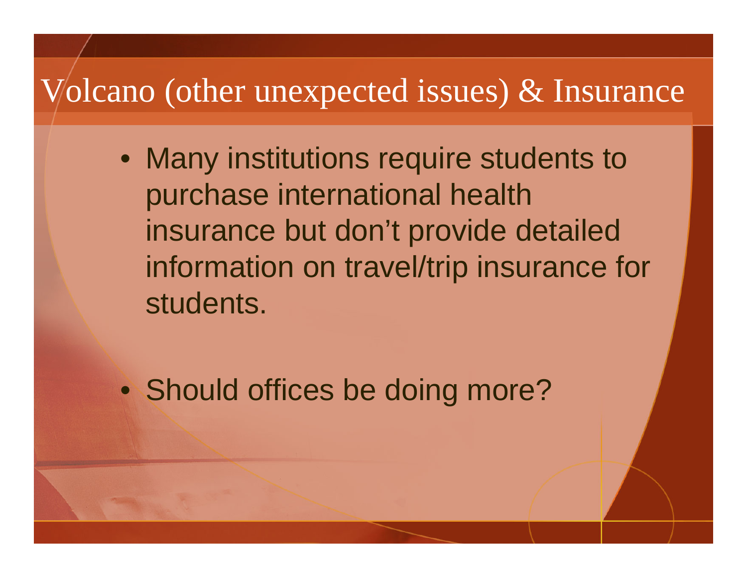# Volcano (other unexpected issues) & Insurance

- Many institutions require students to purchase international health insurance but don't provide detailed information on travel/trip insurance for students.

- Should offices be doing more?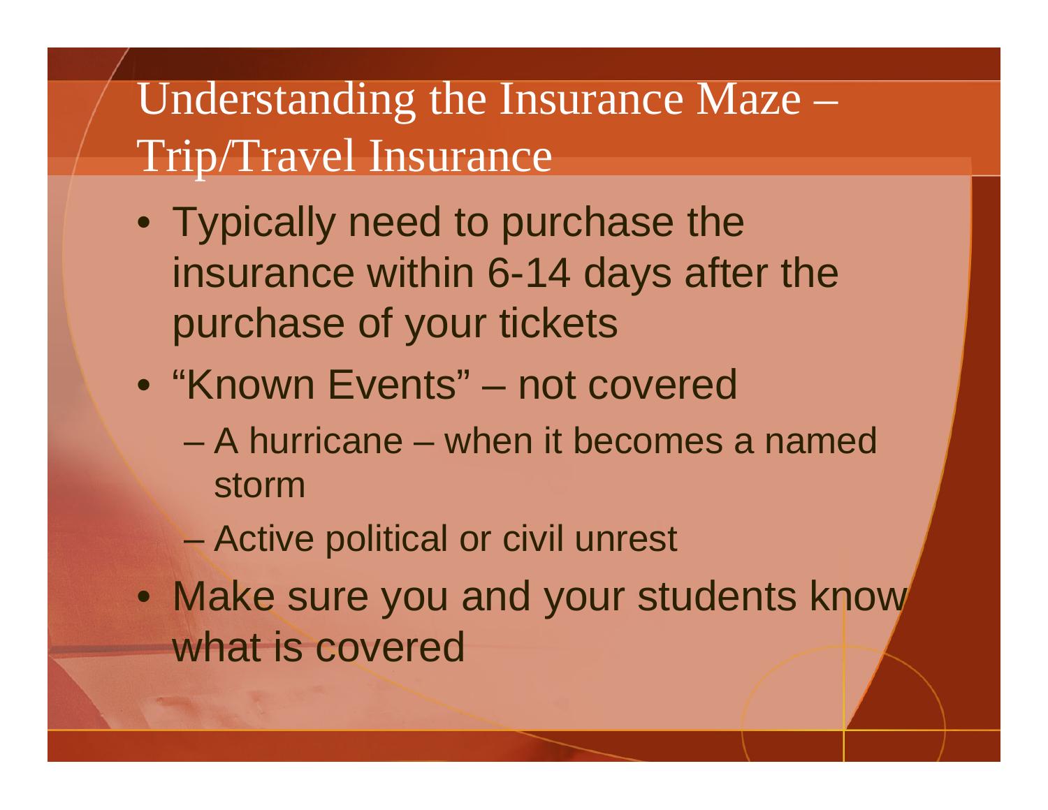# Understanding the Insurance Maze – Trip/Travel Insurance

- Typically need to purchase the insurance within 6-14 days after the purchase of your tickets
- "Known Events" – not covered
  - A hurricane – when it becomes a named storm
  - Active political or civil unrest
- Make sure you and your students know what is covered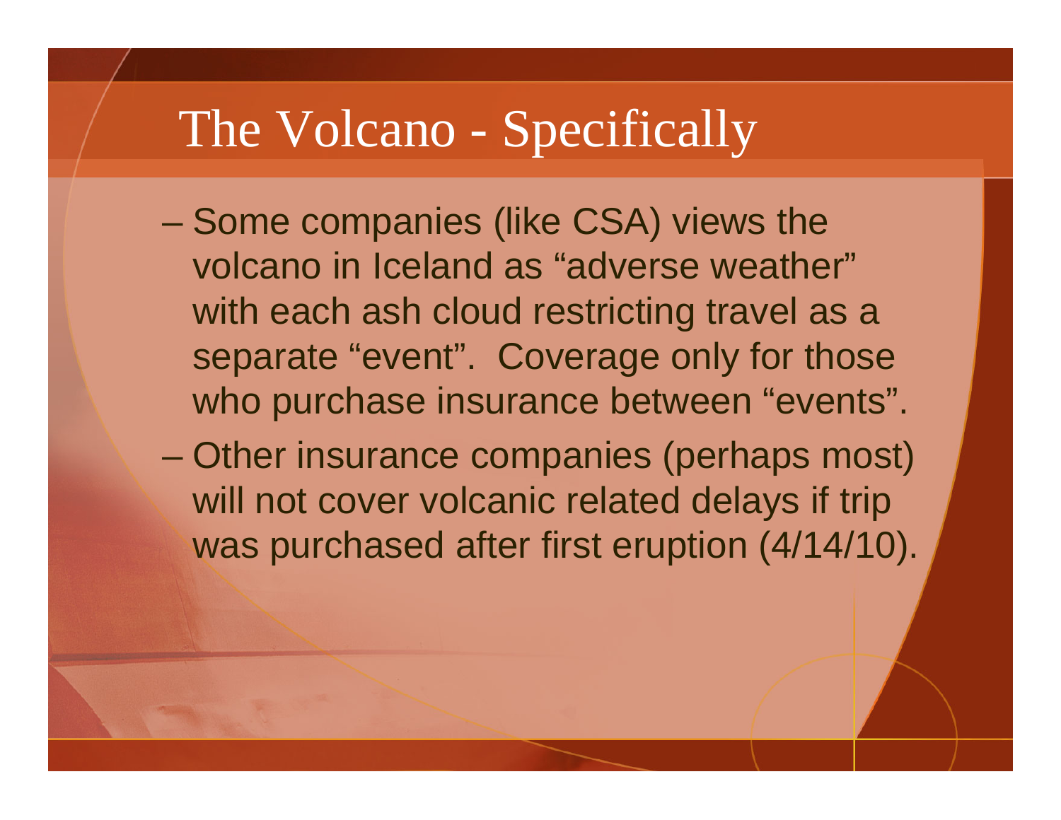# The Volcano - Specifically

- Some companies (like CSA) views the volcano in Iceland as “adverse weather” with each ash cloud restricting travel as a separate “event”. Coverage only for those who purchase insurance between “events”.
- Other insurance companies (perhaps most) will not cover volcanic related delays if trip was purchased after first eruption (4/14/10).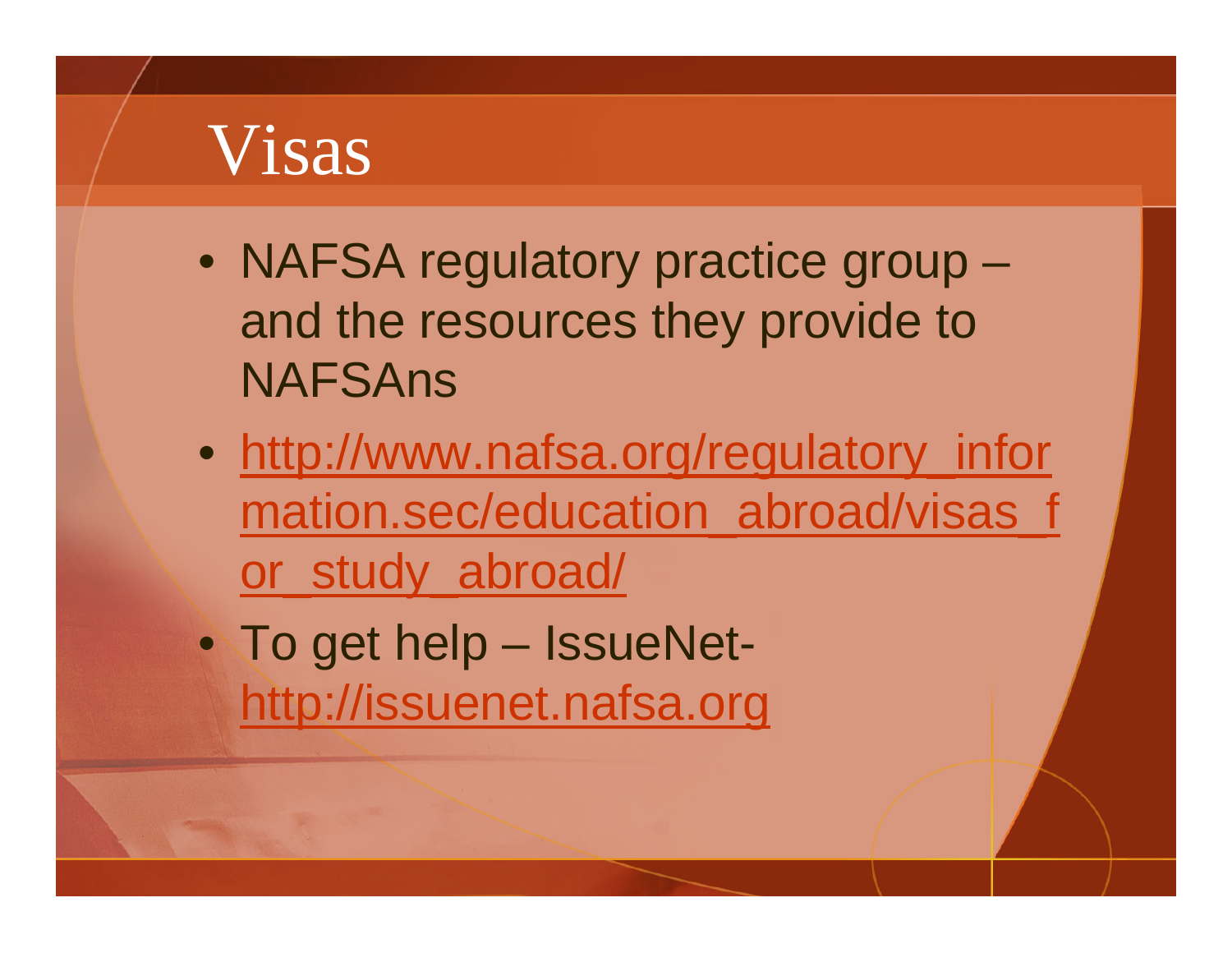# Visas

- NAFSA regulatory practice group – and the resources they provide to NAFSAns
- http://www.nafsa.org/regulatory_information.sec/education_abroad/visas_for_study_abroad/
- To get help – IssueNet- http://issuenet.nafsa.org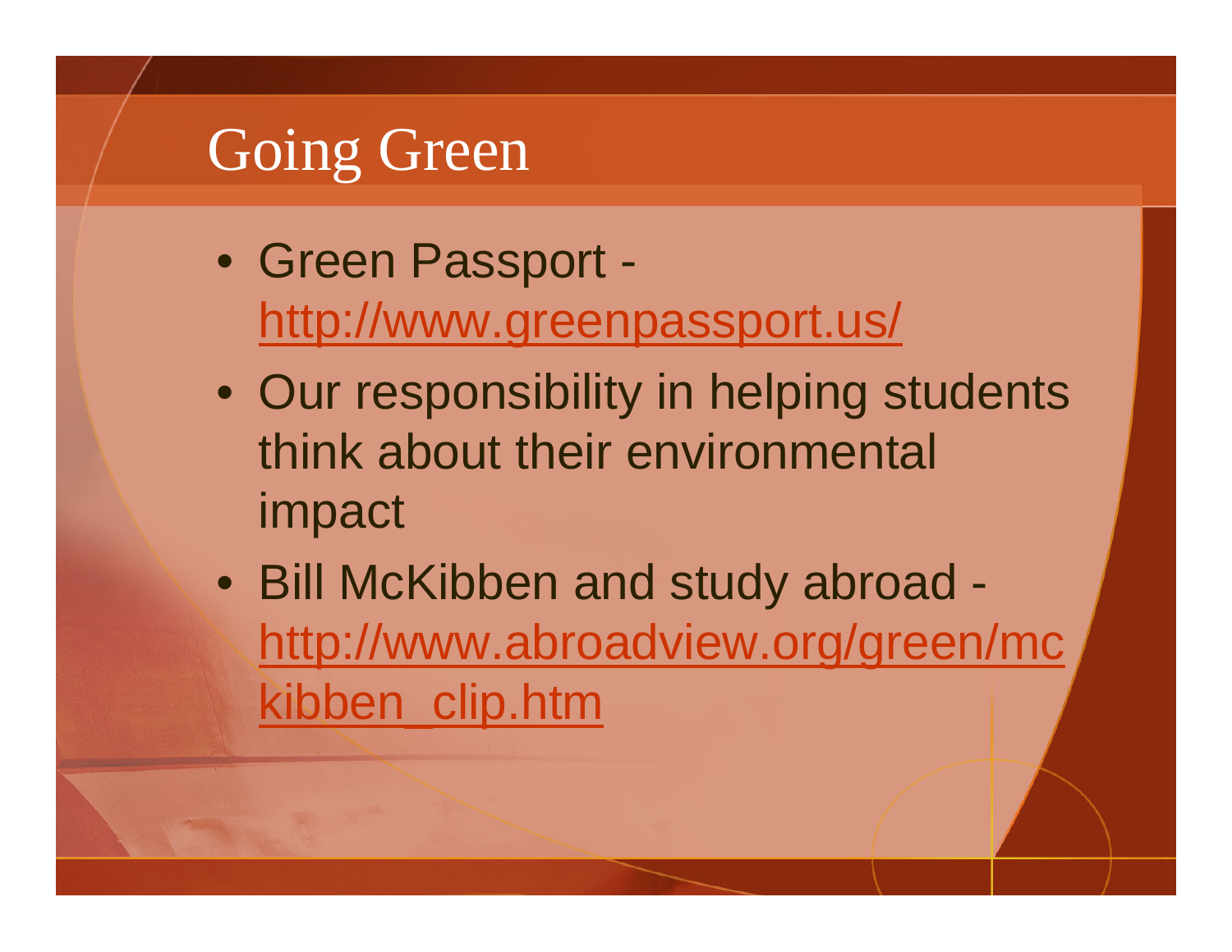# Going Green

- Green Passport - http://www.greenpassport.us/
- Our responsibility in helping students think about their environmental impact
- Bill McKibben and study abroad - http://www.abroadview.org/green/mckibben_clip.htm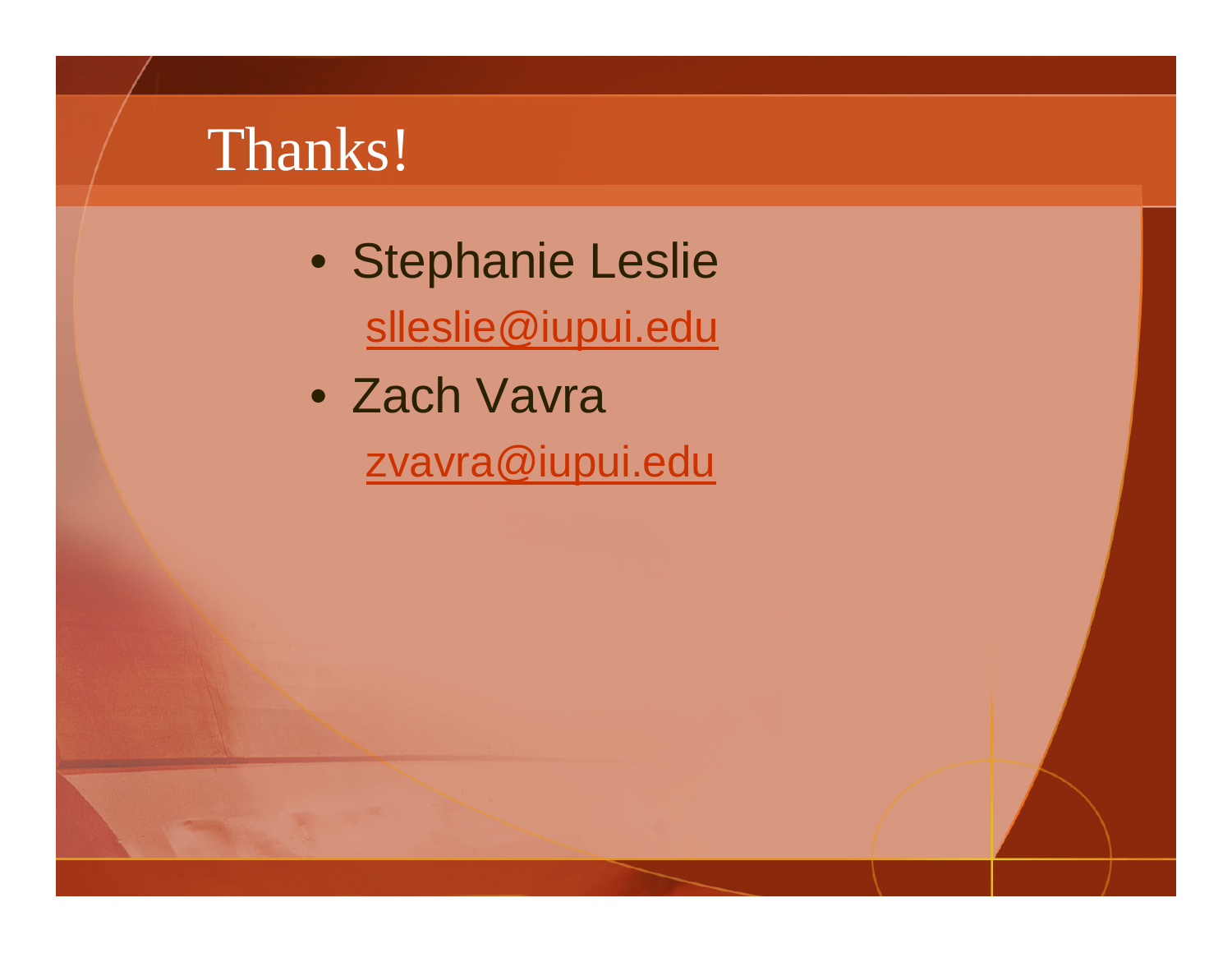# Thanks!

- Stephanie Leslie
  slleslie@iupui.edu
- Zach Vavra
  zvavra@iupui.edu